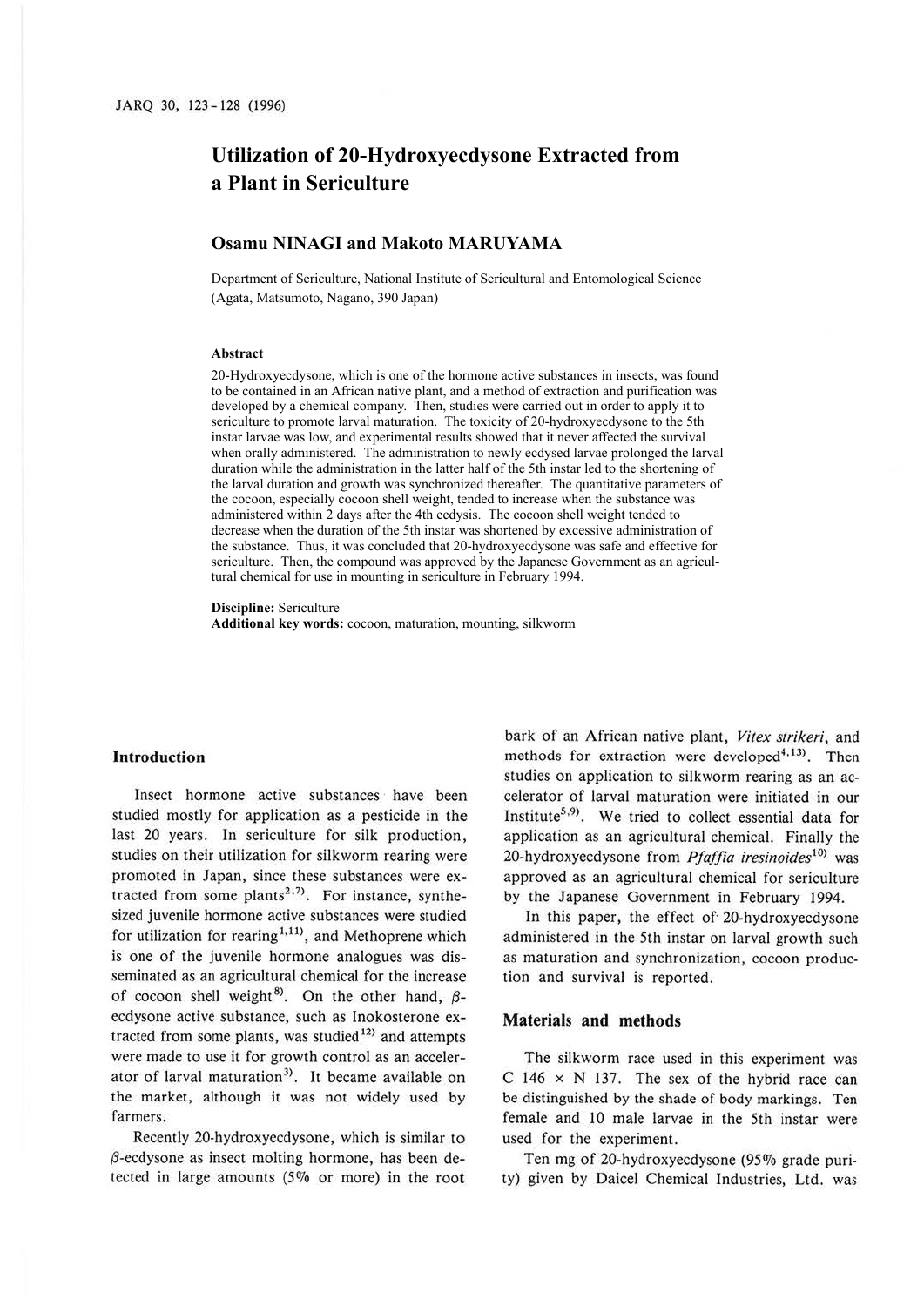# Utilization of 20-Hydroxyecdysone Extracted from a Plant in Sericulture

**Osamu NINAGI and Makoto MARUYAMA**

Department of Sericulture, National Institute of Sericultural and Entomological Science (Agata, Matsumoto, Nagano, 390 Japan)

### Abstract

20-Hydroxyecdysone, which is one of the hormone active substances in insects, was found to be contained in an African native plant, and a method of extraction and purification was developed by a chemical company. Then, studies were carried out in order to apply it to sericulture to promote larval maturation. The toxicity of 20-hydroxyecdysone to the 5th instar larvae was low, and experimental results showed that it never affected the survival when orally administered. The administration to newly ecdysed larvae prolonged the larval duration while the administration in the latter half of the 5th instar led to the shortening of the larval duration and growth was synchronized thereafter. The quantitative parameters of the cocoon, especially cocoon shell weight, tended to increase when the substance was administered within 2 days after the 4th ecdysis. The cocoon shell weight tended to decrease when the duration of the 5th instar was shortened by excessive administration of the substance. Thus, it was concluded that 20-hydroxyecdysone was safe and effective for sericulture. Then, the compound was approved by the Japanese Government as an agricultural chemical for use in mounting in sericulture in February 1994.

**Discipline:** Sericulture
**Additional key words:** cocoon, maturation, mounting, silkworm

## Introduction

Insect hormone active substances have been studied mostly for application as a pesticide in the last 20 years. In sericulture for silk production, studies on their utilization for silkworm rearing were promoted in Japan, since these substances were extracted from some plants[2,7]. For instance, synthesized juvenile hormone active substances were studied for utilization for rearing[1,11], and Methoprene which is one of the juvenile hormone analogues was disseminated as an agricultural chemical for the increase of cocoon shell weight[8]. On the other hand, $\beta$-ecdysone active substance, such as Inokosterone extracted from some plants, was studied[12] and attempts were made to use it for growth control as an accelerator of larval maturation[3]. It became available on the market, although it was not widely used by farmers.

Recently 20-hydroxyecdysone, which is similar to $\beta$-ecdysone as insect molting hormone, has been detected in large amounts (5% or more) in the root bark of an African native plant, *Vitex strikeri*, and methods for extraction were developed[4,13]. Then studies on application to silkworm rearing as an accelerator of larval maturation were initiated in our Institute[5,9]. We tried to collect essential data for application as an agricultural chemical. Finally the 20-hydroxyecdysone from *Pfaffia iresinoides*[10] was approved as an agricultural chemical for sericulture by the Japanese Government in February 1994.

In this paper, the effect of 20-hydroxyecdysone administered in the 5th instar on larval growth such as maturation and synchronization, cocoon production and survival is reported.

## Materials and methods

The silkworm race used in this experiment was C 146 × N 137. The sex of the hybrid race can be distinguished by the shade of body markings. Ten female and 10 male larvae in the 5th instar were used for the experiment.

Ten mg of 20-hydroxyecdysone (95% grade purity) given by Daicel Chemical Industries, Ltd. was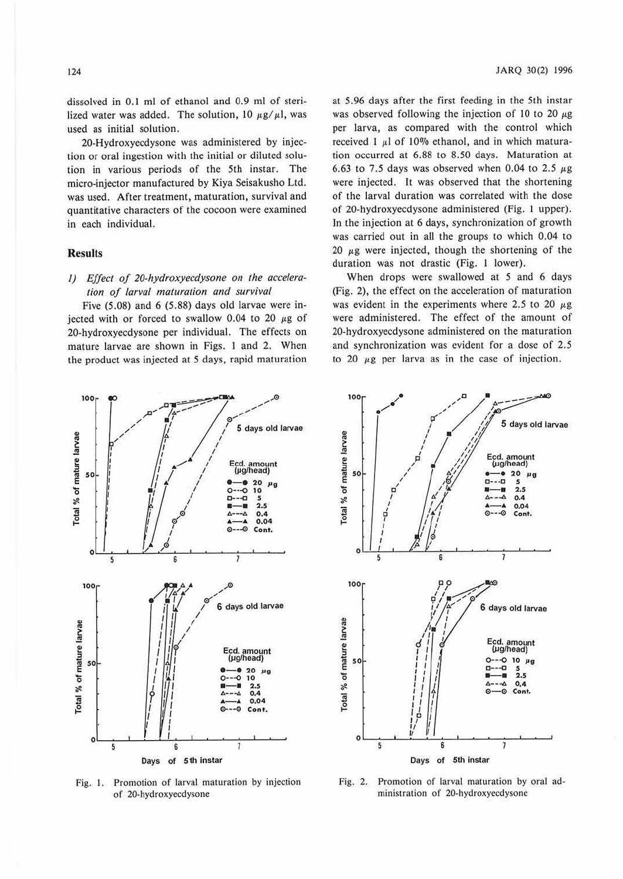dissolved in 0.1 ml of ethanol and 0.9 ml of sterilized water was added. The solution, 10 μg/μl, was used as initial solution.

20-Hydroxyecdysone was administered by injection or oral ingestion with the initial or diluted solution in various periods of the 5th instar. The micro-injector manufactured by Kiya Seisakusho Ltd. was used. After treatment, maturation, survival and quantitative characters of the cocoon were examined in each individual.

## Results

### 1) *Effect of 20-hydroxyecdysone on the acceleration of larval maturation and survival*

Five (5.08) and 6 (5.88) days old larvae were injected with or forced to swallow 0.04 to 20 μg of 20-hydroxyecdysone per individual. The effects on mature larvae are shown in Figs. 1 and 2. When the product was injected at 5 days, rapid maturation at 5.96 days after the first feeding in the 5th instar was observed following the injection of 10 to 20 μg per larva, as compared with the control which received 1 μl of 10% ethanol, and in which maturation occurred at 6.88 to 8.50 days. Maturation at 6.63 to 7.5 days was observed when 0.04 to 2.5 μg were injected. It was observed that the shortening of the larval duration was correlated with the dose of 20-hydroxyecdysone administered (Fig. 1 upper). In the injection at 6 days, synchronization of growth was carried out in all the groups to which 0.04 to 20 μg were injected, though the shortening of the duration was not drastic (Fig. 1 lower).

When drops were swallowed at 5 and 6 days (Fig. 2), the effect on the acceleration of maturation was evident in the experiments where 2.5 to 20 μg were administered. The effect of the amount of 20-hydroxyecdysone administered on the maturation and synchronization was evident for a dose of 2.5 to 20 μg per larva as in the case of injection.

Fig. 1. Promotion of larval maturation by injection of 20-hydroxyecdysone

Fig. 2. Promotion of larval maturation by oral administration of 20-hydroxyecdysone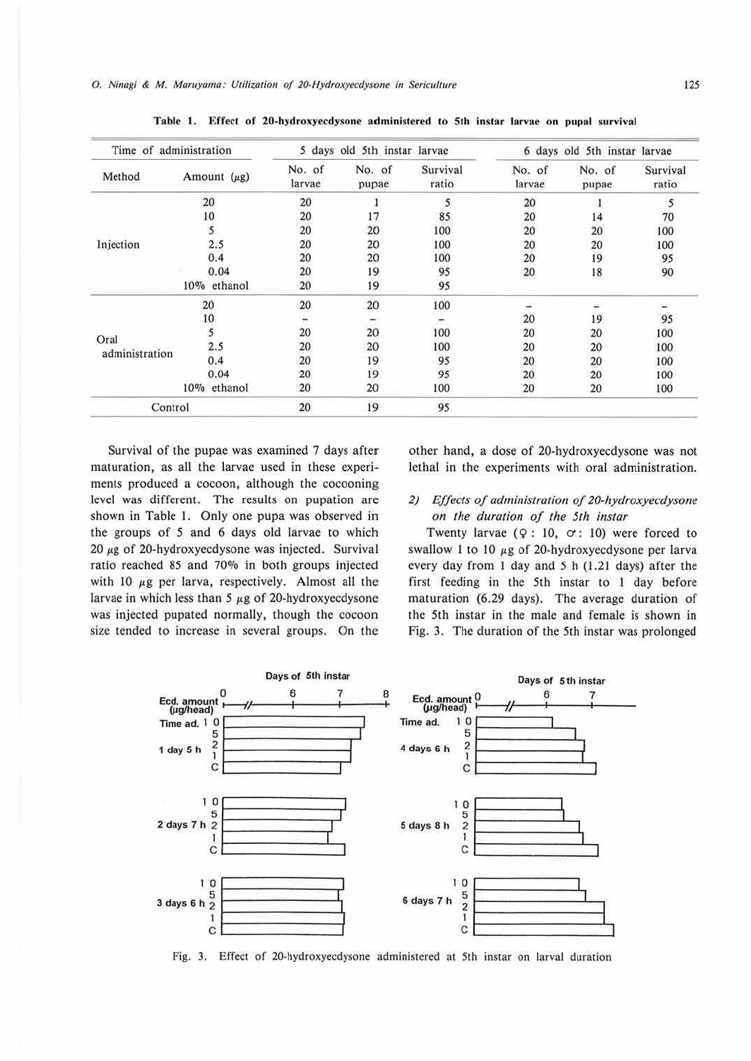Table 1. Effect of 20-hydroxyecdysone administered to 5th instar larvae on pupal survival

| Time of administration | | 5 days old 5th instar larvae | | | 6 days old 5th instar larvae | | |
|---|---|---|---|---|---|---|---|
| Method | Amount (μg) | No. of larvae | No. of pupae | Survival ratio | No. of larvae | No. of pupae | Survival ratio |
| Injection | 20 | 20 | 1 | 5 | 20 | 1 | 5 |
| | 10 | 20 | 17 | 85 | 20 | 14 | 70 |
| | 5 | 20 | 20 | 100 | 20 | 20 | 100 |
| | 2.5 | 20 | 20 | 100 | 20 | 20 | 100 |
| | 0.4 | 20 | 20 | 100 | 20 | 19 | 95 |
| | 0.04 | 20 | 19 | 95 | 20 | 18 | 90 |
| | 10% ethanol | 20 | 19 | 95 | | | |
| Oral administration | 20 | 20 | 20 | 100 | - | - | - |
| | 10 | - | - | - | 20 | 19 | 95 |
| | 5 | 20 | 20 | 100 | 20 | 20 | 100 |
| | 2.5 | 20 | 20 | 100 | 20 | 20 | 100 |
| | 0.4 | 20 | 19 | 95 | 20 | 20 | 100 |
| | 0.04 | 20 | 19 | 95 | 20 | 20 | 100 |
| | 10% ethanol | 20 | 20 | 100 | 20 | 20 | 100 |
| Control | | 20 | 19 | 95 | | | |

Survival of the pupae was examined 7 days after maturation, as all the larvae used in these experiments produced a cocoon, although the cocooning level was different. The results on pupation are shown in Table 1. Only one pupa was observed in the groups of 5 and 6 days old larvae to which 20 μg of 20-hydroxyecdysone was injected. Survival ratio reached 85 and 70% in both groups injected with 10 μg per larva, respectively. Almost all the larvae in which less than 5 μg of 20-hydroxyecdysone was injected pupated normally, though the cocoon size tended to increase in several groups. On the other hand, a dose of 20-hydroxyecdysone was not lethal in the experiments with oral administration.

*2) Effects of administration of 20-hydroxyecdysone on the duration of the 5th instar*

Twenty larvae (♀: 10, ♂: 10) were forced to swallow 1 to 10 μg of 20-hydroxyecdysone per larva every day from 1 day and 5 h (1.21 days) after the first feeding in the 5th instar to 1 day before maturation (6.29 days). The average duration of the 5th instar in the male and female is shown in Fig. 3. The duration of the 5th instar was prolonged

Fig. 3. Effect of 20-hydroxyecdysone administered at 5th instar on larval duration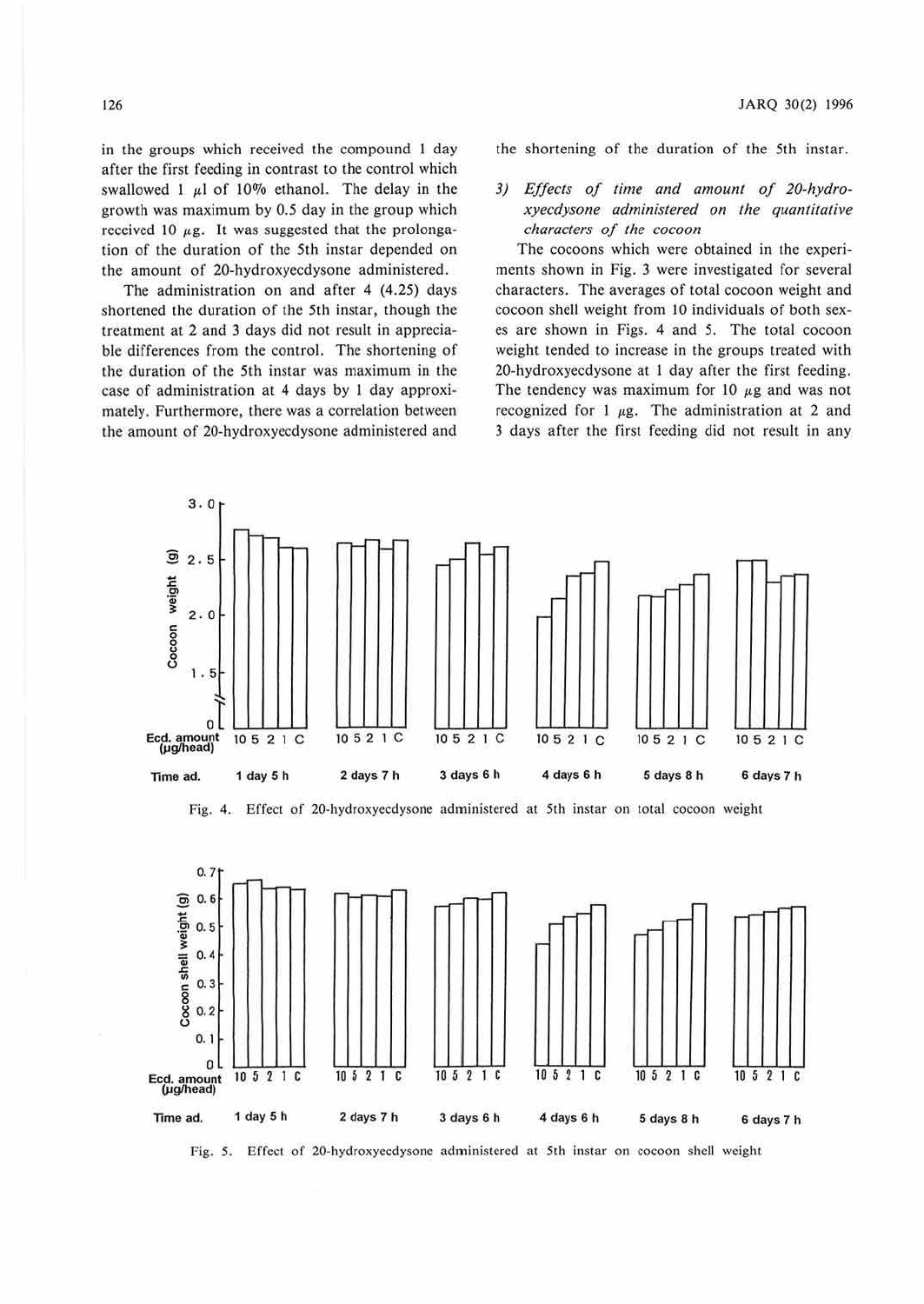in the groups which received the compound 1 day after the first feeding in contrast to the control which swallowed 1 μl of 10% ethanol. The delay in the growth was maximum by 0.5 day in the group which received 10 μg. It was suggested that the prolongation of the duration of the 5th instar depended on the amount of 20-hydroxyecdysone administered.

The administration on and after 4 (4.25) days shortened the duration of the 5th instar, though the treatment at 2 and 3 days did not result in appreciable differences from the control. The shortening of the duration of the 5th instar was maximum in the case of administration at 4 days by 1 day approximately. Furthermore, there was a correlation between the amount of 20-hydroxyecdysone administered and the shortening of the duration of the 5th instar.

### 3) *Effects of time and amount of 20-hydroxyecdysone administered on the quantitative characters of the cocoon*

The cocoons which were obtained in the experiments shown in Fig. 3 were investigated for several characters. The averages of total cocoon weight and cocoon shell weight from 10 individuals of both sexes are shown in Figs. 4 and 5. The total cocoon weight tended to increase in the groups treated with 20-hydroxyecdysone at 1 day after the first feeding. The tendency was maximum for 10 μg and was not recognized for 1 μg. The administration at 2 and 3 days after the first feeding did not result in any

Fig. 4. Effect of 20-hydroxyecdysone administered at 5th instar on total cocoon weight

Fig. 5. Effect of 20-hydroxyecdysone administered at 5th instar on cocoon shell weight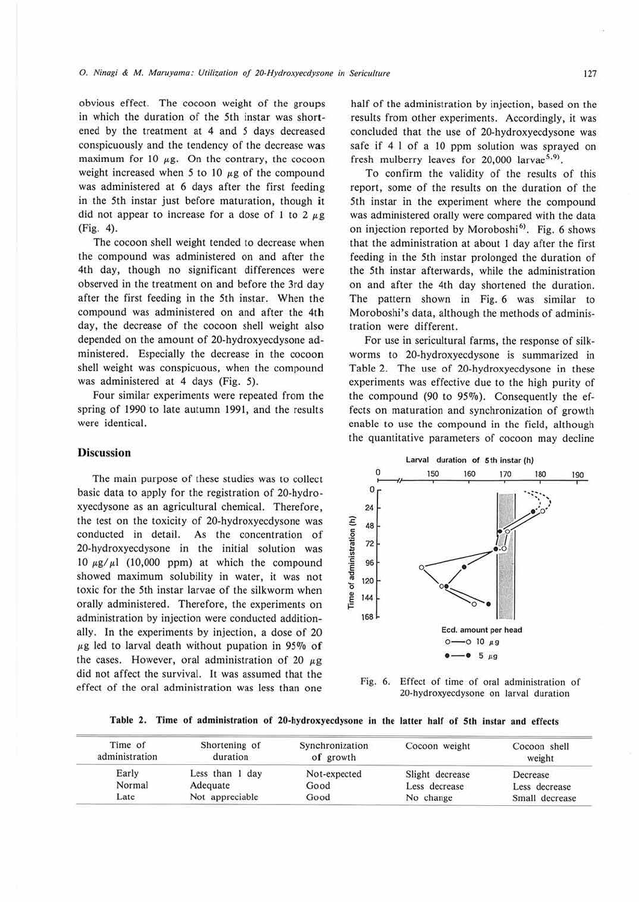obvious effect. The cocoon weight of the groups in which the duration of the 5th instar was shortened by the treatment at 4 and 5 days decreased conspicuously and the tendency of the decrease was maximum for 10 $\mu$g. On the contrary, the cocoon weight increased when 5 to 10 $\mu$g of the compound was administered at 6 days after the first feeding in the 5th instar just before maturation, though it did not appear to increase for a dose of 1 to 2 $\mu$g (Fig. 4).

The cocoon shell weight tended to decrease when the compound was administered on and after the 4th day, though no significant differences were observed in the treatment on and before the 3rd day after the first feeding in the 5th instar. When the compound was administered on and after the 4th day, the decrease of the cocoon shell weight also depended on the amount of 20-hydroxyecdysone administered. Especially the decrease in the cocoon shell weight was conspicuous, when the compound was administered at 4 days (Fig. 5).

Four similar experiments were repeated from the spring of 1990 to late autumn 1991, and the results were identical.

## Discussion

The main purpose of these studies was to collect basic data to apply for the registration of 20-hydroxyecdysone as an agricultural chemical. Therefore, the test on the toxicity of 20-hydroxyecdysone was conducted in detail. As the concentration of 20-hydroxyecdysone in the initial solution was 10 $\mu$g/$\mu$l (10,000 ppm) at which the compound showed maximum solubility in water, it was not toxic for the 5th instar larvae of the silkworm when orally administered. Therefore, the experiments on administration by injection were conducted additionally. In the experiments by injection, a dose of 20 $\mu$g led to larval death without pupation in 95% of the cases. However, oral administration of 20 $\mu$g did not affect the survival. It was assumed that the effect of the oral administration was less than one half of the administration by injection, based on the results from other experiments. Accordingly, it was concluded that the use of 20-hydroxyecdysone was safe if 4 l of a 10 ppm solution was sprayed on fresh mulberry leaves for 20,000 larvae[5,9].

To confirm the validity of the results of this report, some of the results on the duration of the 5th instar in the experiment where the compound was administered orally were compared with the data on injection reported by Moroboshi[6]. Fig. 6 shows that the administration at about 1 day after the first feeding in the 5th instar prolonged the duration of the 5th instar afterwards, while the administration on and after the 4th day shortened the duration. The pattern shown in Fig. 6 was similar to Moroboshi's data, although the methods of administration were different.

For use in sericultural farms, the response of silkworms to 20-hydroxyecdysone is summarized in Table 2. The use of 20-hydroxyecdysone in these experiments was effective due to the high purity of the compound (90 to 95%). Consequently the effects on maturation and synchronization of growth enable to use the compound in the field, although the quantitative parameters of cocoon may decline

Fig. 6. Effect of time of oral administration of 20-hydroxyecdysone on larval duration

**Table 2. Time of administration of 20-hydroxyecdysone in the latter half of 5th instar and effects**

| Time of administration | Shortening of duration | Synchronization of growth | Cocoon weight | Cocoon shell weight |
|---|---|---|---|---|
| Early | Less than 1 day | Not-expected | Slight decrease | Decrease |
| Normal | Adequate | Good | Less decrease | Less decrease |
| Late | Not appreciable | Good | No change | Small decrease |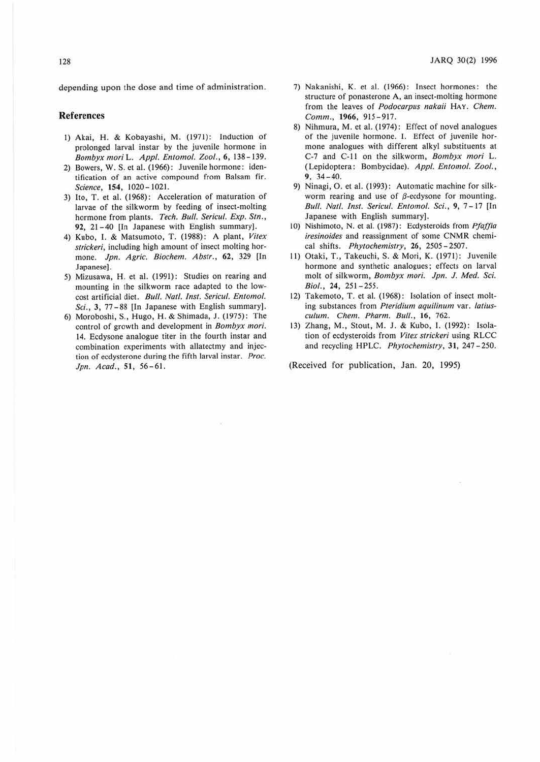depending upon the dose and time of administration.

## References

1) Akai, H. & Kobayashi, M. (1971): Induction of prolonged larval instar by the juvenile hormone in *Bombyx mori* L. *Appl. Entomol. Zool.*, **6**, 138–139.
2) Bowers, W. S. et al. (1966): Juvenile hormone: identification of an active compound from Balsam fir. *Science*, **154**, 1020–1021.
3) Ito, T. et al. (1968): Acceleration of maturation of larvae of the silkworm by feeding of insect-molting hormone from plants. *Tech. Bull. Sericul. Exp. Stn.*, **92**, 21–40 [In Japanese with English summary].
4) Kubo, I. & Matsumoto, T. (1988): A plant, *Vitex strickeri*, including high amount of insect molting hormone. *Jpn. Agric. Biochem. Abstr.*, **62**, 329 [In Japanese].
5) Mizusawa, H. et al. (1991): Studies on rearing and mounting in the silkworm race adapted to the low-cost artificial diet. *Bull. Natl. Inst. Sericul. Entomol. Sci.*, **3**, 77–88 [In Japanese with English summary].
6) Moroboshi, S., Hugo, H. & Shimada, J. (1975): The control of growth and development in *Bombyx mori*. 14. Ecdysone analogue titer in the fourth instar and combination experiments with allatectmy and injection of ecdysterone during the fifth larval instar. *Proc. Jpn. Acad.*, **51**, 56–61.
7) Nakanishi, K. et al. (1966): Insect hormones: the structure of ponasterone A, an insect-molting hormone from the leaves of *Podocarpus nakaii* HAY. *Chem. Comm.*, **1966**, 915–917.
8) Nihmura, M. et al. (1974): Effect of novel analogues of the juvenile hormone. I. Effect of juvenile hormone analogues with different alkyl substituents at C-7 and C-11 on the silkworm, *Bombyx mori* L. (Lepidoptera: Bombycidae). *Appl. Entomol. Zool.*, **9**, 34–40.
9) Ninagi, O. et al. (1993): Automatic machine for silkworm rearing and use of $\beta$-ecdysone for mounting. *Bull. Natl. Inst. Sericul. Entomol. Sci.*, **9**, 7–17 [In Japanese with English summary].
10) Nishimoto, N. et al. (1987): Ecdysteroids from *Pfaffia iresinoides* and reassignment of some CNMR chemical shifts. *Phytochemistry*, **26**, 2505–2507.
11) Otaki, T., Takeuchi, S. & Mori, K. (1971): Juvenile hormone and synthetic analogues; effects on larval molt of silkworm, *Bombyx mori*. *Jpn. J. Med. Sci. Biol.*, **24**, 251–255.
12) Takemoto, T. et al. (1968): Isolation of insect molting substances from *Pteridium aquilinum* var. *latiusculum*. *Chem. Pharm. Bull.*, **16**, 762.
13) Zhang, M., Stout, M. J. & Kubo, I. (1992): Isolation of ecdysteroids from *Vitex strickeri* using RLCC and recycling HPLC. *Phytochemistry*, **31**, 247–250.

(Received for publication, Jan. 20, 1995)